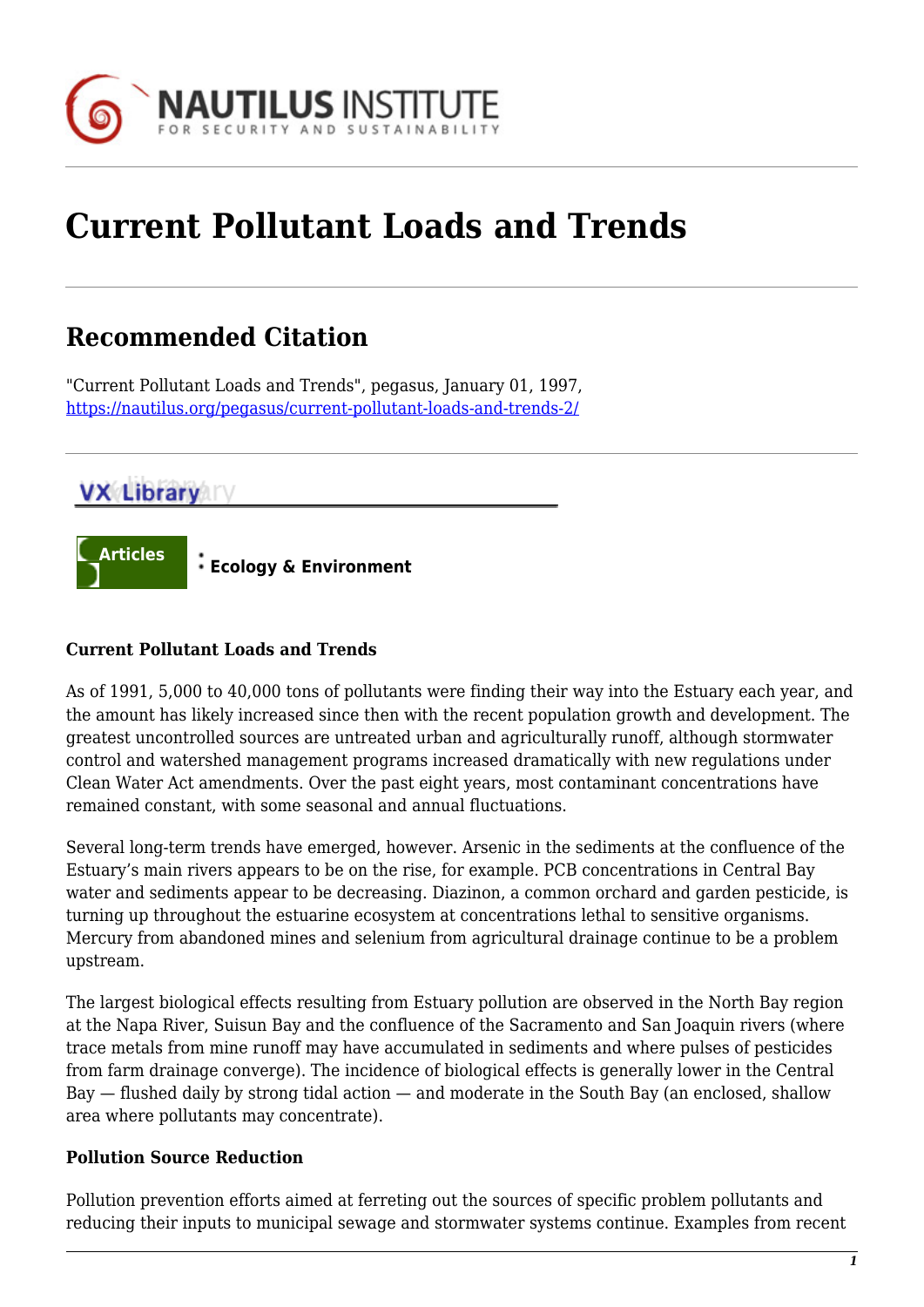# Current Pollutant Loads and Trends

## Recommended Citation

"Current Pollutant Loads and Trends", pegasus, January 01, 1997, https://nautilus.org/pegasus/current-pollutant-loads-and-trends-2/

VX Library

Articles : Ecology & Environment

**Current Pollutant Loads and Trends**

As of 1991, 5,000 to 40,000 tons of pollutants were finding their way into the Estuary each year, and the amount has likely increased since then with the recent population growth and development. The greatest uncontrolled sources are untreated urban and agriculturally runoff, although stormwater control and watershed management programs increased dramatically with new regulations under Clean Water Act amendments. Over the past eight years, most contaminant concentrations have remained constant, with some seasonal and annual fluctuations.

Several long-term trends have emerged, however. Arsenic in the sediments at the confluence of the Estuary's main rivers appears to be on the rise, for example. PCB concentrations in Central Bay water and sediments appear to be decreasing. Diazinon, a common orchard and garden pesticide, is turning up throughout the estuarine ecosystem at concentrations lethal to sensitive organisms. Mercury from abandoned mines and selenium from agricultural drainage continue to be a problem upstream.

The largest biological effects resulting from Estuary pollution are observed in the North Bay region at the Napa River, Suisun Bay and the confluence of the Sacramento and San Joaquin rivers (where trace metals from mine runoff may have accumulated in sediments and where pulses of pesticides from farm drainage converge). The incidence of biological effects is generally lower in the Central Bay — flushed daily by strong tidal action — and moderate in the South Bay (an enclosed, shallow area where pollutants may concentrate).

**Pollution Source Reduction**

Pollution prevention efforts aimed at ferreting out the sources of specific problem pollutants and reducing their inputs to municipal sewage and stormwater systems continue. Examples from recent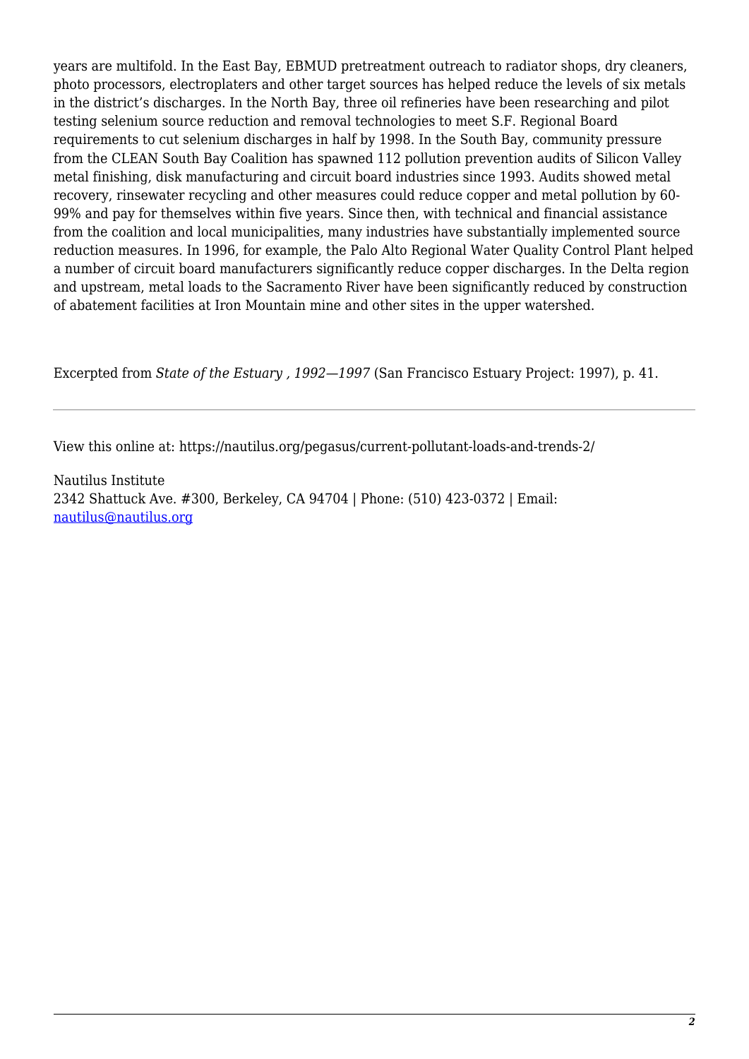years are multifold. In the East Bay, EBMUD pretreatment outreach to radiator shops, dry cleaners, photo processors, electroplaters and other target sources has helped reduce the levels of six metals in the district's discharges. In the North Bay, three oil refineries have been researching and pilot testing selenium source reduction and removal technologies to meet S.F. Regional Board requirements to cut selenium discharges in half by 1998. In the South Bay, community pressure from the CLEAN South Bay Coalition has spawned 112 pollution prevention audits of Silicon Valley metal finishing, disk manufacturing and circuit board industries since 1993. Audits showed metal recovery, rinsewater recycling and other measures could reduce copper and metal pollution by 60-99% and pay for themselves within five years. Since then, with technical and financial assistance from the coalition and local municipalities, many industries have substantially implemented source reduction measures. In 1996, for example, the Palo Alto Regional Water Quality Control Plant helped a number of circuit board manufacturers significantly reduce copper discharges. In the Delta region and upstream, metal loads to the Sacramento River have been significantly reduced by construction of abatement facilities at Iron Mountain mine and other sites in the upper watershed.

Excerpted from *State of the Estuary , 1992—1997* (San Francisco Estuary Project: 1997), p. 41.

---

View this online at: https://nautilus.org/pegasus/current-pollutant-loads-and-trends-2/

Nautilus Institute
2342 Shattuck Ave. #300, Berkeley, CA 94704 | Phone: (510) 423-0372 | Email: [nautilus@nautilus.org](mailto:nautilus@nautilus.org)